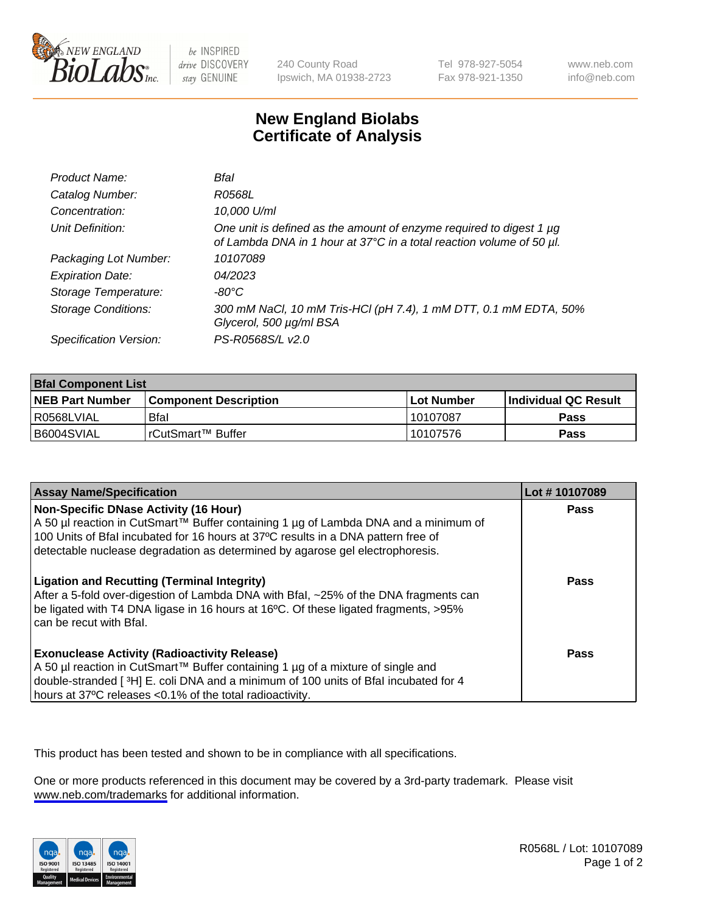# New England Biolabs Certificate of Analysis

| | |
|---|---|
| *Product Name:* | *BfaI* |
| *Catalog Number:* | *R0568L* |
| *Concentration:* | *10,000 U/ml* |
| *Unit Definition:* | *One unit is defined as the amount of enzyme required to digest 1 µg of Lambda DNA in 1 hour at 37°C in a total reaction volume of 50 µl.* |
| *Packaging Lot Number:* | *10107089* |
| *Expiration Date:* | *04/2023* |
| *Storage Temperature:* | *-80°C* |
| *Storage Conditions:* | *300 mM NaCl, 10 mM Tris-HCl (pH 7.4), 1 mM DTT, 0.1 mM EDTA, 50% Glycerol, 500 µg/ml BSA* |
| *Specification Version:* | *PS-R0568S/L v2.0* |

| **BfaI Component List** | | | |
|---|---|---|---|
| **NEB Part Number** | **Component Description** | **Lot Number** | **Individual QC Result** |
| R0568LVIAL | BfaI | 10107087 | **Pass** |
| B6004SVIAL | rCutSmart™ Buffer | 10107576 | **Pass** |

| **Assay Name/Specification** | **Lot # 10107089** |
|---|---|
| **Non-Specific DNase Activity (16 Hour)** A 50 µl reaction in CutSmart™ Buffer containing 1 µg of Lambda DNA and a minimum of 100 Units of BfaI incubated for 16 hours at 37ºC results in a DNA pattern free of detectable nuclease degradation as determined by agarose gel electrophoresis. | **Pass** |
| **Ligation and Recutting (Terminal Integrity)** After a 5-fold over-digestion of Lambda DNA with BfaI, ~25% of the DNA fragments can be ligated with T4 DNA ligase in 16 hours at 16ºC. Of these ligated fragments, >95% can be recut with BfaI. | **Pass** |
| **Exonuclease Activity (Radioactivity Release)** A 50 µl reaction in CutSmart™ Buffer containing 1 µg of a mixture of single and double-stranded [ $^{3}$H] E. coli DNA and a minimum of 100 units of BfaI incubated for 4 hours at 37ºC releases <0.1% of the total radioactivity. | **Pass** |

This product has been tested and shown to be in compliance with all specifications.

One or more products referenced in this document may be covered by a 3rd-party trademark. Please visit www.neb.com/trademarks for additional information.

R0568L / Lot: 10107089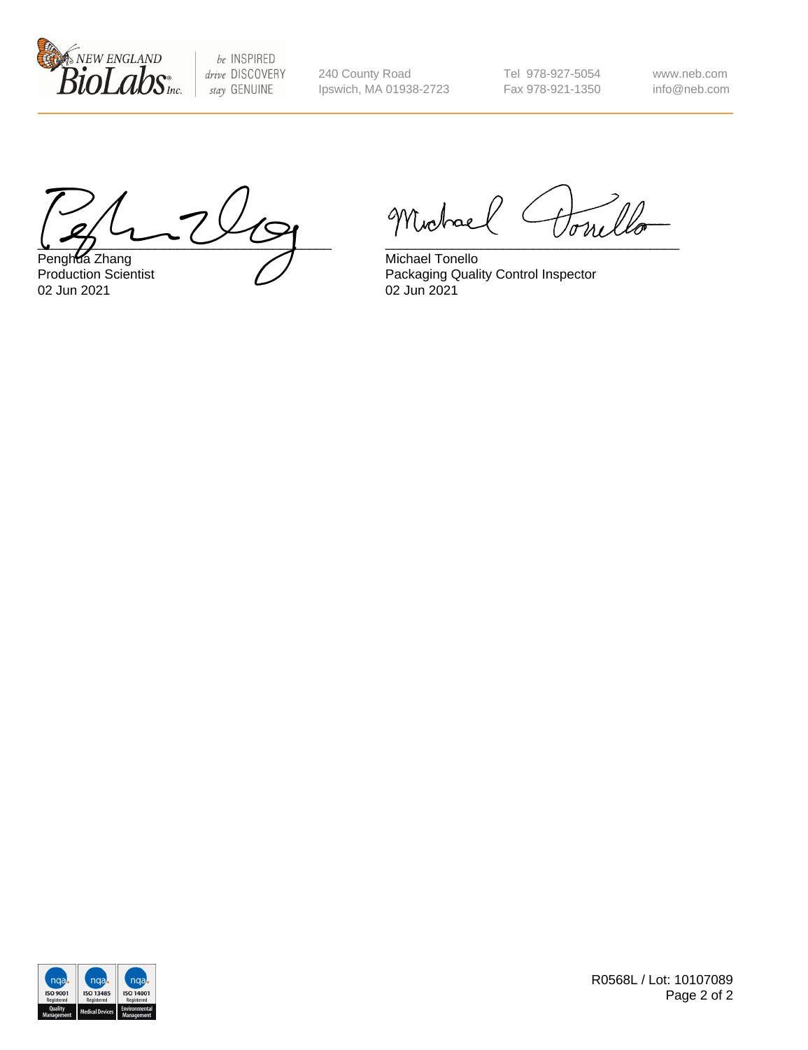NEW ENGLAND BioLabs Inc.

be INSPIRED
drive DISCOVERY
stay GENUINE

240 County Road
Ipswich, MA 01938-2723

Tel 978-927-5054
Fax 978-921-1350

www.neb.com
info@neb.com

Penghua Zhang
Production Scientist
02 Jun 2021

Michael Tonello
Packaging Quality Control Inspector
02 Jun 2021

nqa ISO 9001 Registered Quality Management | nqa ISO 13485 Registered Medical Devices | nqa ISO 14001 Registered Environmental Management

R0568L / Lot: 10107089